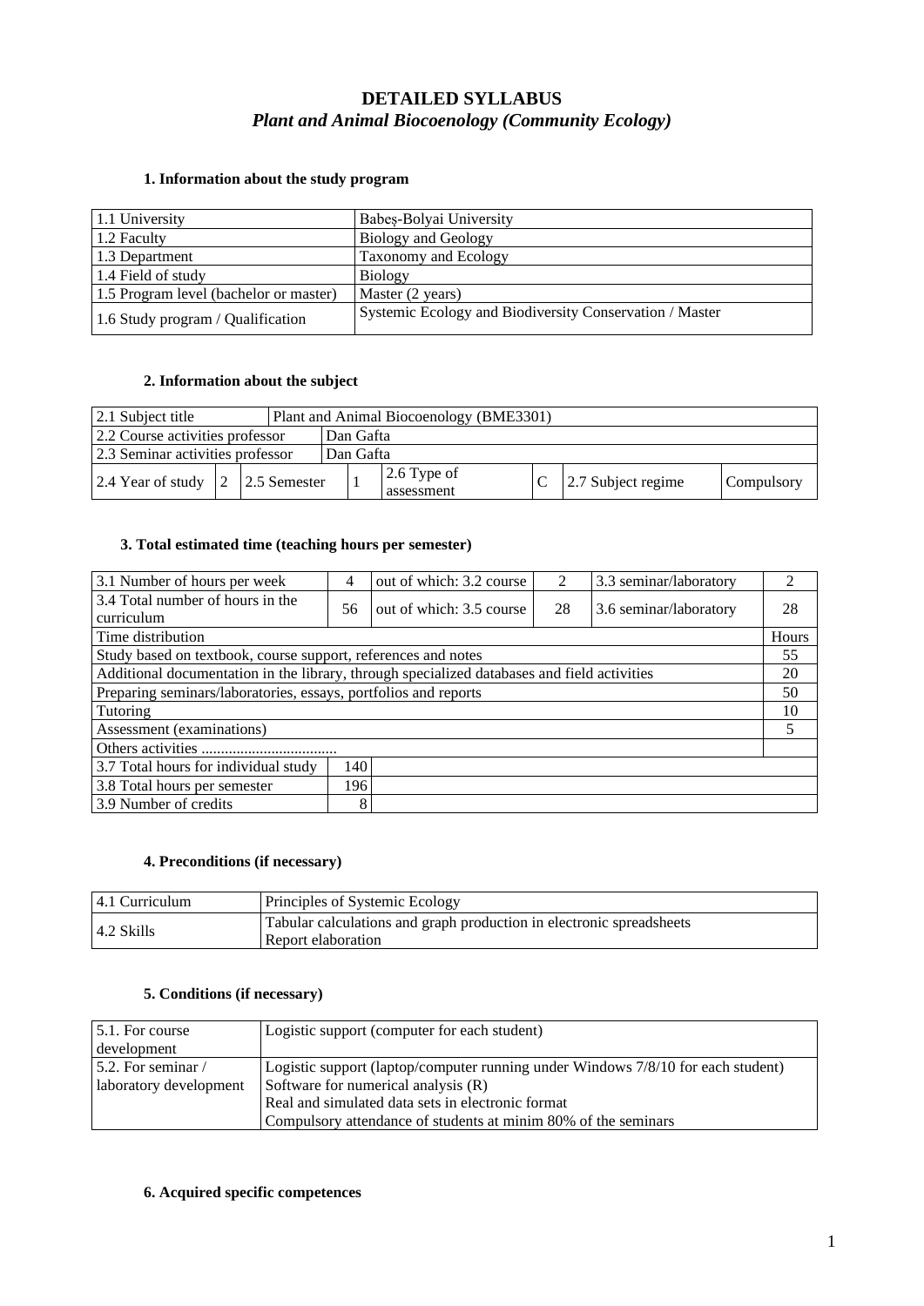# DETAILED SYLLABUS

## *Plant and Animal Biocoenology (Community Ecology)*

### 1. Information about the study program

| | |
|---|---|
| 1.1 University | Babeș-Bolyai University |
| 1.2 Faculty | Biology and Geology |
| 1.3 Department | Taxonomy and Ecology |
| 1.4 Field of study | Biology |
| 1.5 Program level (bachelor or master) | Master (2 years) |
| 1.6 Study program / Qualification | Systemic Ecology and Biodiversity Conservation / Master |

### 2. Information about the subject

| | | | | | | | | |
|---|---|---|---|---|---|---|---|---|
| 2.1 Subject title | | Plant and Animal Biocoenology (BME3301) | | | | | | |
| 2.2 Course activities professor | | | Dan Gafta | | | | | |
| 2.3 Seminar activities professor | | | Dan Gafta | | | | | |
| 2.4 Year of study | 2 | 2.5 Semester | 1 | 2.6 Type of assessment | C | 2.7 Subject regime | Compulsory | |

### 3. Total estimated time (teaching hours per semester)

| | | | | | |
|---|---|---|---|---|---|
| 3.1 Number of hours per week | 4 | out of which: 3.2 course | 2 | 3.3 seminar/laboratory | 2 |
| 3.4 Total number of hours in the curriculum | 56 | out of which: 3.5 course | 28 | 3.6 seminar/laboratory | 28 |
| Time distribution | | | | | Hours |
| Study based on textbook, course support, references and notes | | | | | 55 |
| Additional documentation in the library, through specialized databases and field activities | | | | | 20 |
| Preparing seminars/laboratories, essays, portfolios and reports | | | | | 50 |
| Tutoring | | | | | 10 |
| Assessment (examinations) | | | | | 5 |
| Others activities .................................. | | | | | |
| 3.7 Total hours for individual study | 140 | | | | |
| 3.8 Total hours per semester | 196 | | | | |
| 3.9 Number of credits | 8 | | | | |

### 4. Preconditions (if necessary)

| | |
|---|---|
| 4.1 Curriculum | Principles of Systemic Ecology |
| 4.2 Skills | Tabular calculations and graph production in electronic spreadsheets<br>Report elaboration |

### 5. Conditions (if necessary)

| | |
|---|---|
| 5.1. For course development | Logistic support (computer for each student) |
| 5.2. For seminar / laboratory development | Logistic support (laptop/computer running under Windows 7/8/10 for each student)<br>Software for numerical analysis (R)<br>Real and simulated data sets in electronic format<br>Compulsory attendance of students at minim 80% of the seminars |

### 6. Acquired specific competences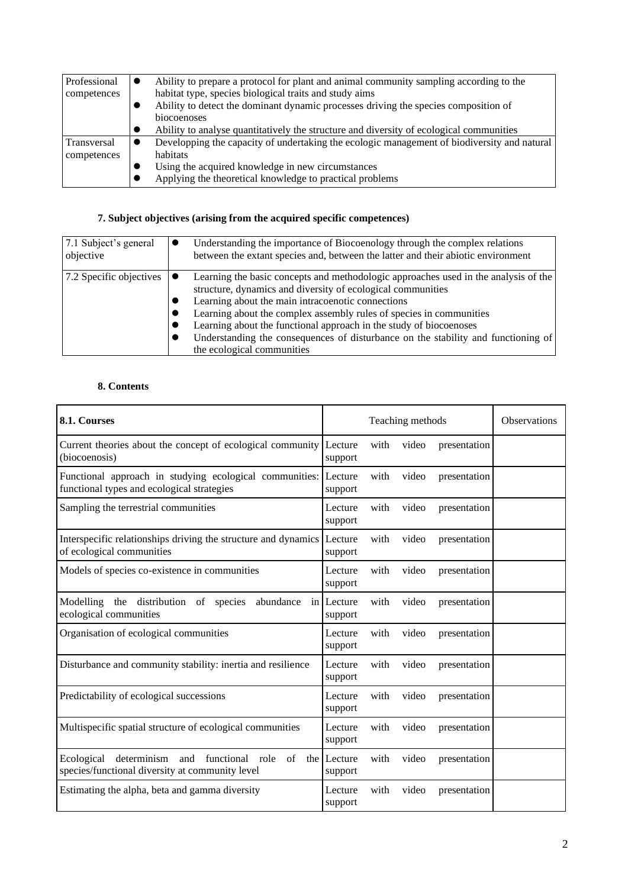| Professional competences | <ul><li>Ability to prepare a protocol for plant and animal community sampling according to the habitat type, species biological traits and study aims</li><li>Ability to detect the dominant dynamic processes driving the species composition of biocoenoses</li><li>Ability to analyse quantitatively the structure and diversity of ecological communities</li></ul> |
|---|---|
| Transversal competences | <ul><li>Developping the capacity of undertaking the ecologic management of biodiversity and natural habitats</li><li>Using the acquired knowledge in new circumstances</li><li>Applying the theoretical knowledge to practical problems</li></ul> |

### 7. Subject objectives (arising from the acquired specific competences)

| 7.1 Subject's general objective | <ul><li>Understanding the importance of Biocoenology through the complex relations between the extant species and, between the latter and their abiotic environment</li></ul> |
|---|---|
| 7.2 Specific objectives | <ul><li>Learning the basic concepts and methodologic approaches used in the analysis of the structure, dynamics and diversity of ecological communities</li><li>Learning about the main intracoenotic connections</li><li>Learning about the complex assembly rules of species in communities</li><li>Learning about the functional approach in the study of biocoenoses</li><li>Understanding the consequences of disturbance on the stability and functioning of the ecological communities</li></ul> |

### 8. Contents

| **8.1. Courses** | Teaching methods | Observations |
|---|---|---|
| Current theories about the concept of ecological community (biocoenosis) | Lecture with video presentation support | |
| Functional approach in studying ecological communities: functional types and ecological strategies | Lecture with video presentation support | |
| Sampling the terrestrial communities | Lecture with video presentation support | |
| Interspecific relationships driving the structure and dynamics of ecological communities | Lecture with video presentation support | |
| Models of species co-existence in communities | Lecture with video presentation support | |
| Modelling the distribution of species abundance in ecological communities | Lecture with video presentation support | |
| Organisation of ecological communities | Lecture with video presentation support | |
| Disturbance and community stability: inertia and resilience | Lecture with video presentation support | |
| Predictability of ecological successions | Lecture with video presentation support | |
| Multispecific spatial structure of ecological communities | Lecture with video presentation support | |
| Ecological determinism and functional role of the species/functional diversity at community level | Lecture with video presentation support | |
| Estimating the alpha, beta and gamma diversity | Lecture with video presentation support | |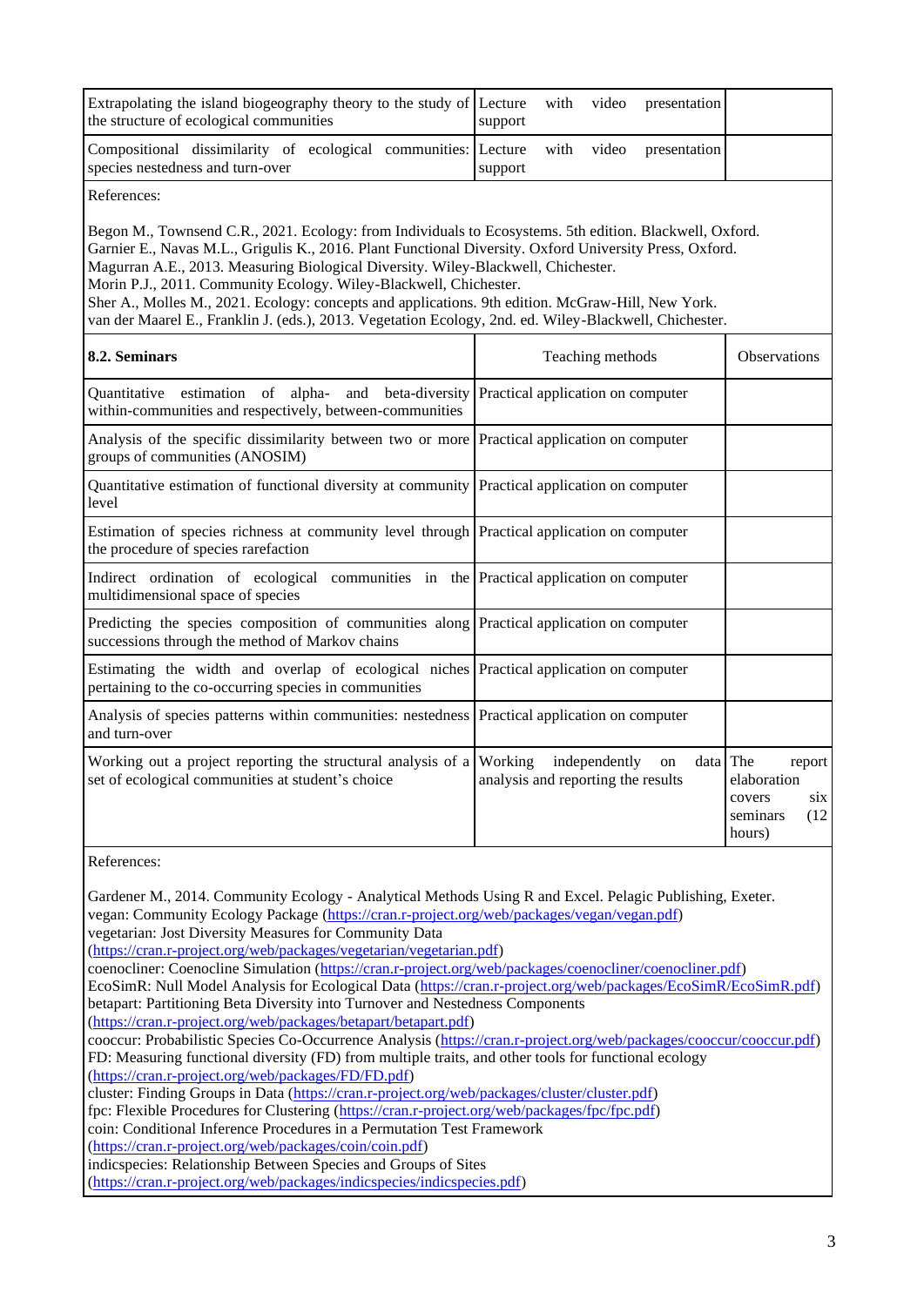| | | |
|---|---|---|
| Extrapolating the island biogeography theory to the study of the structure of ecological communities | Lecture with video presentation support | |
| Compositional dissimilarity of ecological communities: species nestedness and turn-over | Lecture with video presentation support | |

References:

Begon M., Townsend C.R., 2021. Ecology: from Individuals to Ecosystems. 5th edition. Blackwell, Oxford.
Garnier E., Navas M.L., Grigulis K., 2016. Plant Functional Diversity. Oxford University Press, Oxford.
Magurran A.E., 2013. Measuring Biological Diversity. Wiley-Blackwell, Chichester.
Morin P.J., 2011. Community Ecology. Wiley-Blackwell, Chichester.
Sher A., Molles M., 2021. Ecology: concepts and applications. 9th edition. McGraw-Hill, New York.
van der Maarel E., Franklin J. (eds.), 2013. Vegetation Ecology, 2nd. ed. Wiley-Blackwell, Chichester.

| **8.2. Seminars** | Teaching methods | Observations |
|---|---|---|
| Quantitative estimation of alpha- and beta-diversity within-communities and respectively, between-communities | Practical application on computer | |
| Analysis of the specific dissimilarity between two or more groups of communities (ANOSIM) | Practical application on computer | |
| Quantitative estimation of functional diversity at community level | Practical application on computer | |
| Estimation of species richness at community level through the procedure of species rarefaction | Practical application on computer | |
| Indirect ordination of ecological communities in the multidimensional space of species | Practical application on computer | |
| Predicting the species composition of communities along successions through the method of Markov chains | Practical application on computer | |
| Estimating the width and overlap of ecological niches pertaining to the co-occurring species in communities | Practical application on computer | |
| Analysis of species patterns within communities: nestedness and turn-over | Practical application on computer | |
| Working out a project reporting the structural analysis of a set of ecological communities at student's choice | Working independently on data analysis and reporting the results | The report elaboration covers six seminars (12 hours) |

References:

Gardener M., 2014. Community Ecology - Analytical Methods Using R and Excel. Pelagic Publishing, Exeter.
vegan: Community Ecology Package (https://cran.r-project.org/web/packages/vegan/vegan.pdf)
vegetarian: Jost Diversity Measures for Community Data
(https://cran.r-project.org/web/packages/vegetarian/vegetarian.pdf)
coenocliner: Coenocline Simulation (https://cran.r-project.org/web/packages/coenocliner/coenocliner.pdf)
EcoSimR: Null Model Analysis for Ecological Data (https://cran.r-project.org/web/packages/EcoSimR/EcoSimR.pdf)
betapart: Partitioning Beta Diversity into Turnover and Nestedness Components
(https://cran.r-project.org/web/packages/betapart/betapart.pdf)
cooccur: Probabilistic Species Co-Occurrence Analysis (https://cran.r-project.org/web/packages/cooccur/cooccur.pdf)
FD: Measuring functional diversity (FD) from multiple traits, and other tools for functional ecology
(https://cran.r-project.org/web/packages/FD/FD.pdf)
cluster: Finding Groups in Data (https://cran.r-project.org/web/packages/cluster/cluster.pdf)
fpc: Flexible Procedures for Clustering (https://cran.r-project.org/web/packages/fpc/fpc.pdf)
coin: Conditional Inference Procedures in a Permutation Test Framework
(https://cran.r-project.org/web/packages/coin/coin.pdf)
indicspecies: Relationship Between Species and Groups of Sites
(https://cran.r-project.org/web/packages/indicspecies/indicspecies.pdf)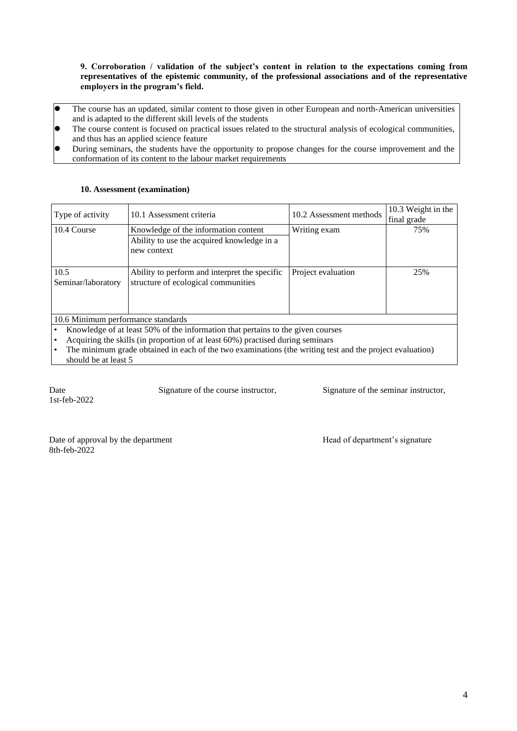**9. Corroboration / validation of the subject's content in relation to the expectations coming from representatives of the epistemic community, of the professional associations and of the representative employers in the program's field.**

- The course has an updated, similar content to those given in other European and north-American universities and is adapted to the different skill levels of the students
- The course content is focused on practical issues related to the structural analysis of ecological communities, and thus has an applied science feature
- During seminars, the students have the opportunity to propose changes for the course improvement and the conformation of its content to the labour market requirements

**10. Assessment (examination)**

| Type of activity | 10.1 Assessment criteria | 10.2 Assessment methods | 10.3 Weight in the final grade |
|---|---|---|---|
| 10.4 Course | Knowledge of the information content<br>Ability to use the acquired knowledge in a new context | Writing exam | 75% |
| 10.5 Seminar/laboratory | Ability to perform and interpret the specific structure of ecological communities | Project evaluation | 25% |
| 10.6 Minimum performance standards | | | |
| • Knowledge of at least 50% of the information that pertains to the given courses<br>• Acquiring the skills (in proportion of at least 60%) practised during seminars<br>• The minimum grade obtained in each of the two examinations (the writing test and the project evaluation) should be at least 5 | | | |

Date
1st-feb-2022

Signature of the course instructor,

Signature of the seminar instructor,

Date of approval by the department
8th-feb-2022

Head of department's signature